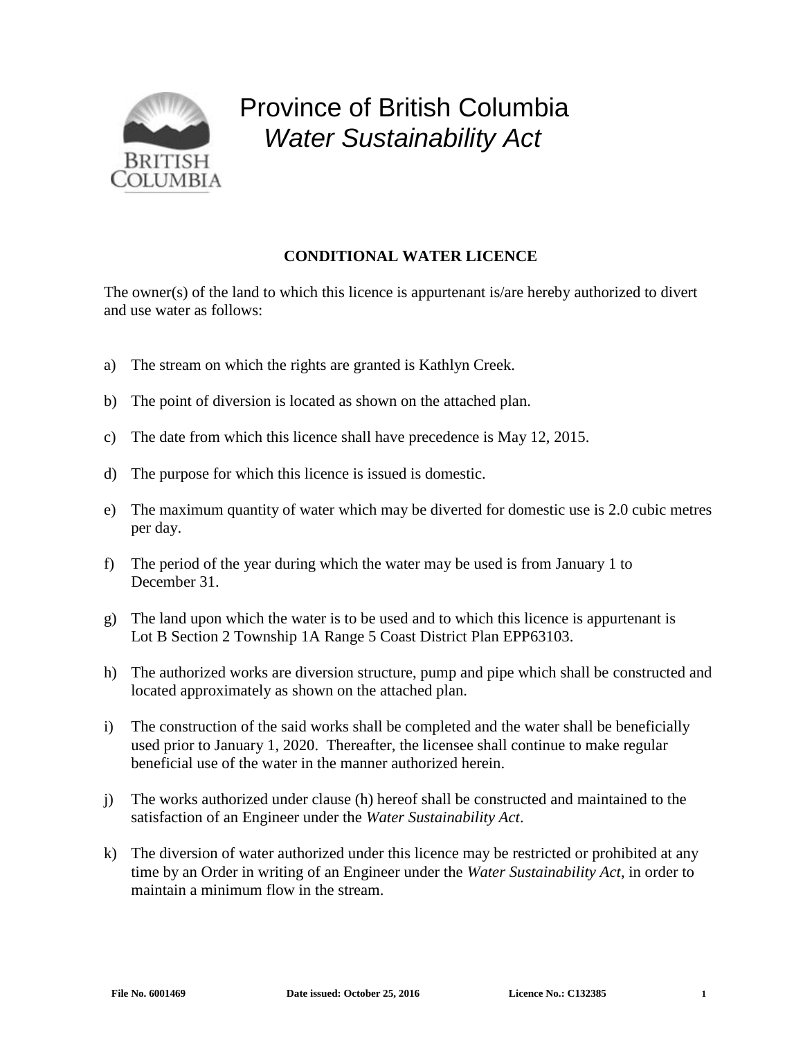# Province of British Columbia

## *Water Sustainability Act*

**CONDITIONAL WATER LICENCE**

The owner(s) of the land to which this licence is appurtenant is/are hereby authorized to divert and use water as follows:

a) The stream on which the rights are granted is Kathlyn Creek.

b) The point of diversion is located as shown on the attached plan.

c) The date from which this licence shall have precedence is May 12, 2015.

d) The purpose for which this licence is issued is domestic.

e) The maximum quantity of water which may be diverted for domestic use is 2.0 cubic metres per day.

f) The period of the year during which the water may be used is from January 1 to December 31.

g) The land upon which the water is to be used and to which this licence is appurtenant is Lot B Section 2 Township 1A Range 5 Coast District Plan EPP63103.

h) The authorized works are diversion structure, pump and pipe which shall be constructed and located approximately as shown on the attached plan.

i) The construction of the said works shall be completed and the water shall be beneficially used prior to January 1, 2020. Thereafter, the licensee shall continue to make regular beneficial use of the water in the manner authorized herein.

j) The works authorized under clause (h) hereof shall be constructed and maintained to the satisfaction of an Engineer under the *Water Sustainability Act*.

k) The diversion of water authorized under this licence may be restricted or prohibited at any time by an Order in writing of an Engineer under the *Water Sustainability Act*, in order to maintain a minimum flow in the stream.

**File No. 6001469** **Date issued: October 25, 2016** **Licence No.: C132385**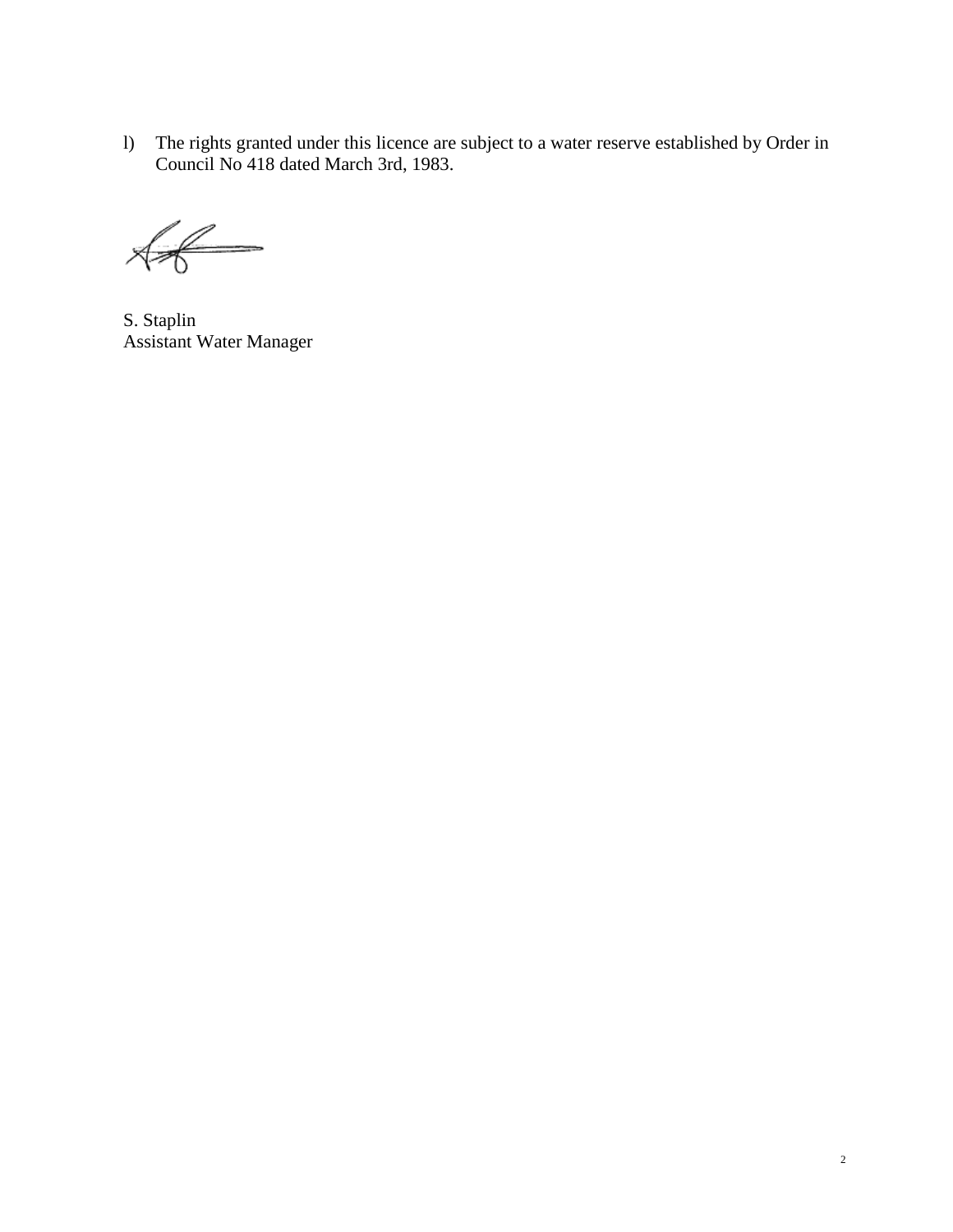l) The rights granted under this licence are subject to a water reserve established by Order in Council No 418 dated March 3rd, 1983.

S. Staplin
Assistant Water Manager